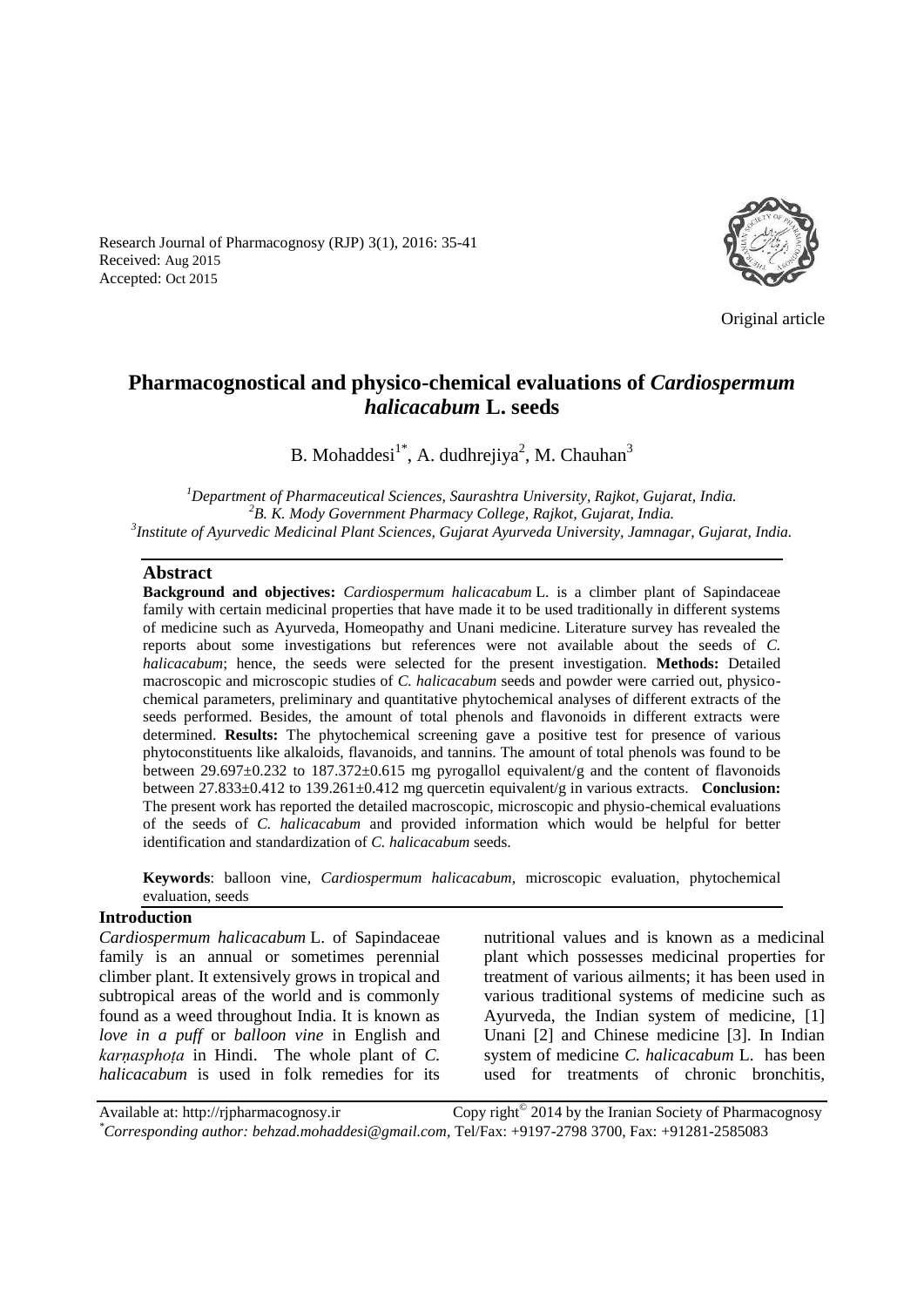Research Journal of Pharmacognosy (RJP) 3(1), 2016: 35-41
Received: Aug 2015
Accepted: Oct 2015

Original article

# Pharmacognostical and physico-chemical evaluations of *Cardiospermum halicacabum* L. seeds

B. Mohaddesi[1*], A. dudhrejiya[2], M. Chauhan[3]

[1] *Department of Pharmaceutical Sciences, Saurashtra University, Rajkot, Gujarat, India.*
[2] *B. K. Mody Government Pharmacy College, Rajkot, Gujarat, India.*
[3] *Institute of Ayurvedic Medicinal Plant Sciences, Gujarat Ayurveda University, Jamnagar, Gujarat, India.*

## Abstract

**Background and objectives:** *Cardiospermum halicacabum* L. is a climber plant of Sapindaceae family with certain medicinal properties that have made it to be used traditionally in different systems of medicine such as Ayurveda, Homeopathy and Unani medicine. Literature survey has revealed the reports about some investigations but references were not available about the seeds of *C. halicacabum*; hence, the seeds were selected for the present investigation. **Methods:** Detailed macroscopic and microscopic studies of *C. halicacabum* seeds and powder were carried out, physico-chemical parameters, preliminary and quantitative phytochemical analyses of different extracts of the seeds performed. Besides, the amount of total phenols and flavonoids in different extracts were determined. **Results:** The phytochemical screening gave a positive test for presence of various phytoconstituents like alkaloids, flavanoids, and tannins. The amount of total phenols was found to be between 29.697±0.232 to 187.372±0.615 mg pyrogallol equivalent/g and the content of flavonoids between 27.833±0.412 to 139.261±0.412 mg quercetin equivalent/g in various extracts. **Conclusion:** The present work has reported the detailed macroscopic, microscopic and physio-chemical evaluations of the seeds of *C. halicacabum* and provided information which would be helpful for better identification and standardization of *C. halicacabum* seeds.

**Keywords**: balloon vine, *Cardiospermum halicacabum,* microscopic evaluation, phytochemical evaluation, seeds

## Introduction

*Cardiospermum halicacabum* L. of Sapindaceae family is an annual or sometimes perennial climber plant. It extensively grows in tropical and subtropical areas of the world and is commonly found as a weed throughout India. It is known as *love in a puff* or *balloon vine* in English and *karṇasphoṭa* in Hindi. The whole plant of *C. halicacabum* is used in folk remedies for its nutritional values and is known as a medicinal plant which possesses medicinal properties for treatment of various ailments; it has been used in various traditional systems of medicine such as Ayurveda, the Indian system of medicine, [1] Unani [2] and Chinese medicine [3]. In Indian system of medicine *C. halicacabum* L. has been used for treatments of chronic bronchitis,

Available at: http://rjpharmacognosy.ir Copy right© 2014 by the Iranian Society of Pharmacognosy
*Corresponding author: behzad.mohaddesi@gmail.com*, Tel/Fax: +9197-2798 3700, Fax: +91281-2585083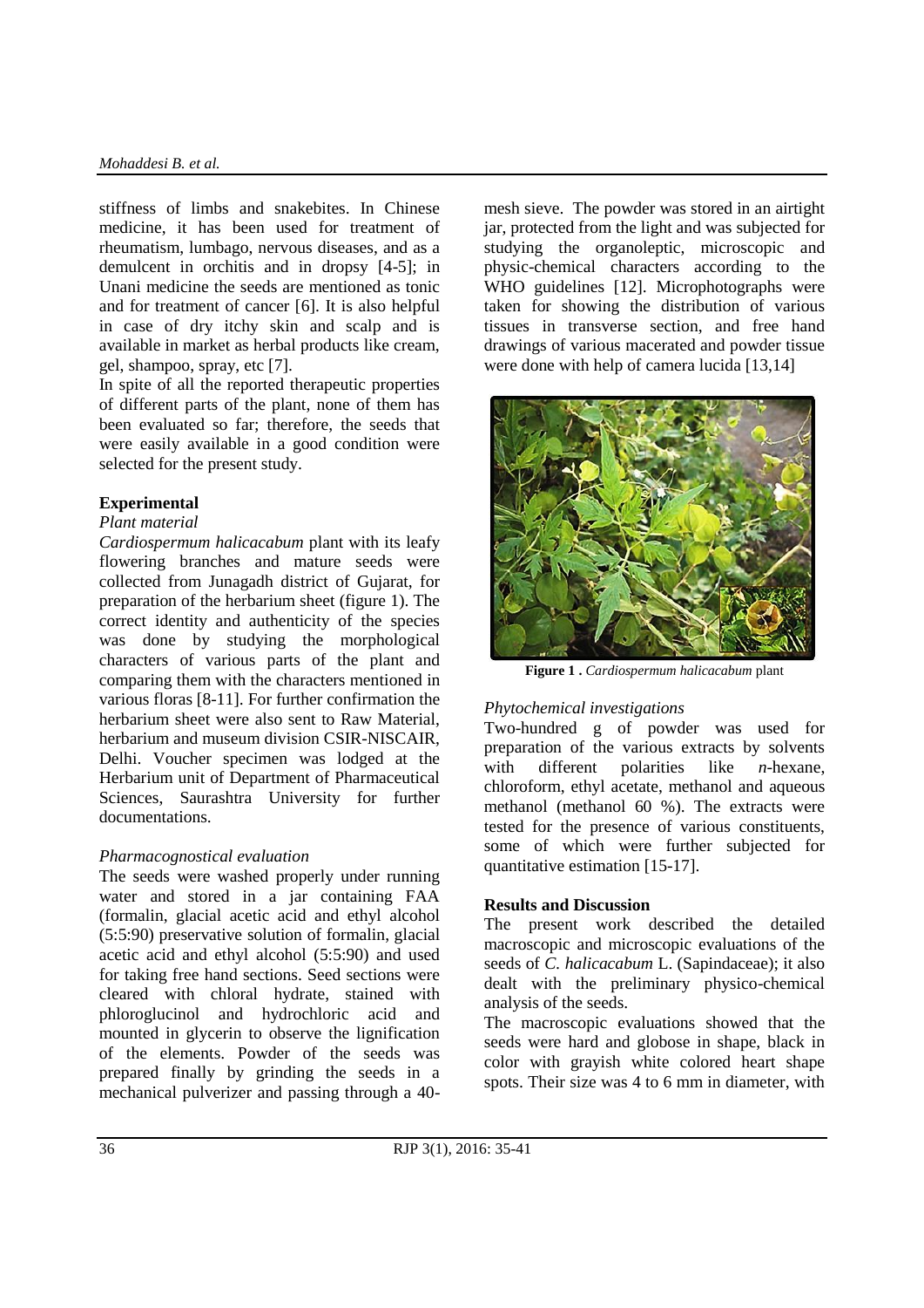stiffness of limbs and snakebites. In Chinese medicine, it has been used for treatment of rheumatism, lumbago, nervous diseases, and as a demulcent in orchitis and in dropsy [4-5]; in Unani medicine the seeds are mentioned as tonic and for treatment of cancer [6]. It is also helpful in case of dry itchy skin and scalp and is available in market as herbal products like cream, gel, shampoo, spray, etc [7].

In spite of all the reported therapeutic properties of different parts of the plant, none of them has been evaluated so far; therefore, the seeds that were easily available in a good condition were selected for the present study.

## Experimental

### *Plant material*

*Cardiospermum halicacabum* plant with its leafy flowering branches and mature seeds were collected from Junagadh district of Gujarat, for preparation of the herbarium sheet (figure 1). The correct identity and authenticity of the species was done by studying the morphological characters of various parts of the plant and comparing them with the characters mentioned in various floras [8-11]. For further confirmation the herbarium sheet were also sent to Raw Material, herbarium and museum division CSIR-NISCAIR, Delhi. Voucher specimen was lodged at the Herbarium unit of Department of Pharmaceutical Sciences, Saurashtra University for further documentations.

### *Pharmacognostical evaluation*

The seeds were washed properly under running water and stored in a jar containing FAA (formalin, glacial acetic acid and ethyl alcohol (5:5:90) preservative solution of formalin, glacial acetic acid and ethyl alcohol (5:5:90) and used for taking free hand sections. Seed sections were cleared with chloral hydrate, stained with phloroglucinol and hydrochloric acid and mounted in glycerin to observe the lignification of the elements. Powder of the seeds was prepared finally by grinding the seeds in a mechanical pulverizer and passing through a 40-mesh sieve. The powder was stored in an airtight jar, protected from the light and was subjected for studying the organoleptic, microscopic and physic-chemical characters according to the WHO guidelines [12]. Microphotographs were taken for showing the distribution of various tissues in transverse section, and free hand drawings of various macerated and powder tissue were done with help of camera lucida [13,14]

**Figure 1 .** *Cardiospermum halicacabum* plant

### *Phytochemical investigations*

Two-hundred g of powder was used for preparation of the various extracts by solvents with different polarities like *n*-hexane, chloroform, ethyl acetate, methanol and aqueous methanol (methanol 60 %). The extracts were tested for the presence of various constituents, some of which were further subjected for quantitative estimation [15-17].

## Results and Discussion

The present work described the detailed macroscopic and microscopic evaluations of the seeds of *C. halicacabum* L. (Sapindaceae); it also dealt with the preliminary physico-chemical analysis of the seeds.

The macroscopic evaluations showed that the seeds were hard and globose in shape, black in color with grayish white colored heart shape spots. Their size was 4 to 6 mm in diameter, with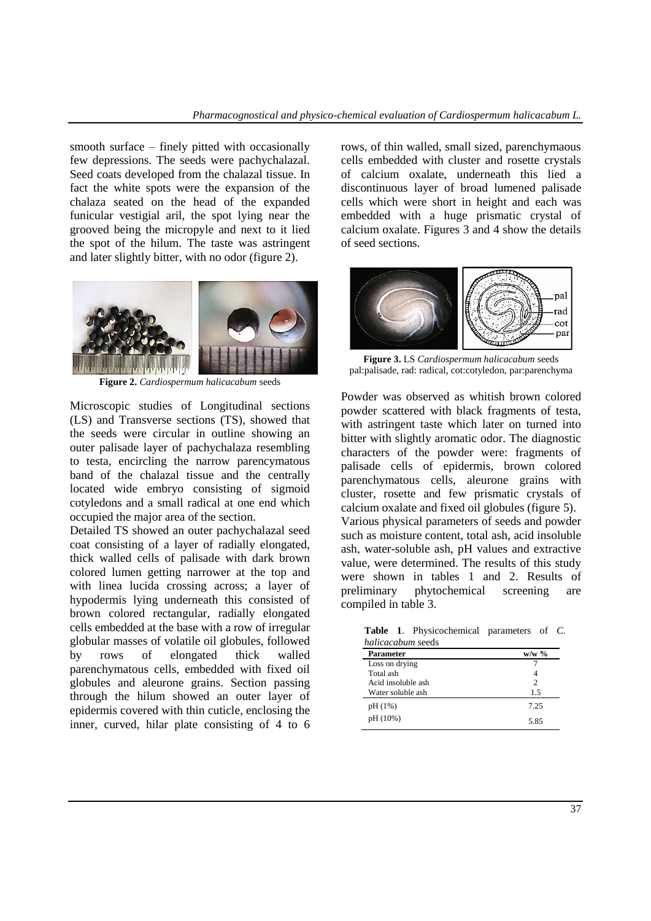smooth surface – finely pitted with occasionally few depressions. The seeds were pachychalazal. Seed coats developed from the chalazal tissue. In fact the white spots were the expansion of the chalaza seated on the head of the expanded funicular vestigial aril, the spot lying near the grooved being the micropyle and next to it lied the spot of the hilum. The taste was astringent and later slightly bitter, with no odor (figure 2).

**Figure 2.** *Cardiospermum halicacabum* seeds

Microscopic studies of Longitudinal sections (LS) and Transverse sections (TS), showed that the seeds were circular in outline showing an outer palisade layer of pachychalaza resembling to testa, encircling the narrow parencymatous band of the chalazal tissue and the centrally located wide embryo consisting of sigmoid cotyledons and a small radical at one end which occupied the major area of the section.

Detailed TS showed an outer pachychalazal seed coat consisting of a layer of radially elongated, thick walled cells of palisade with dark brown colored lumen getting narrower at the top and with linea lucida crossing across; a layer of hypodermis lying underneath this consisted of brown colored rectangular, radially elongated cells embedded at the base with a row of irregular globular masses of volatile oil globules, followed by rows of elongated thick walled parenchymatous cells, embedded with fixed oil globules and aleurone grains. Section passing through the hilum showed an outer layer of epidermis covered with thin cuticle, enclosing the inner, curved, hilar plate consisting of 4 to 6 rows, of thin walled, small sized, parenchymaous cells embedded with cluster and rosette crystals of calcium oxalate, underneath this lied a discontinuous layer of broad lumened palisade cells which were short in height and each was embedded with a huge prismatic crystal of calcium oxalate. Figures 3 and 4 show the details of seed sections.

**Figure 3.** LS *Cardiospermum halicacabum* seeds
pal:palisade, rad: radical, cot:cotyledon, par:parenchyma

Powder was observed as whitish brown colored powder scattered with black fragments of testa, with astringent taste which later on turned into bitter with slightly aromatic odor. The diagnostic characters of the powder were: fragments of palisade cells of epidermis, brown colored parenchymatous cells, aleurone grains with cluster, rosette and few prismatic crystals of calcium oxalate and fixed oil globules (figure 5).

Various physical parameters of seeds and powder such as moisture content, total ash, acid insoluble ash, water-soluble ash, pH values and extractive value, were determined. The results of this study were shown in tables 1 and 2. Results of preliminary phytochemical screening are compiled in table 3.

**Table 1**. Physicochemical parameters of *C. halicacabum* seeds

| Parameter | w/w % |
|---|---|
| Loss on drying | 7 |
| Total ash | 4 |
| Acid insoluble ash | 2 |
| Water soluble ash | 1.5 |
| pH (1%) | 7.25 |
| pH (10%) | 5.85 |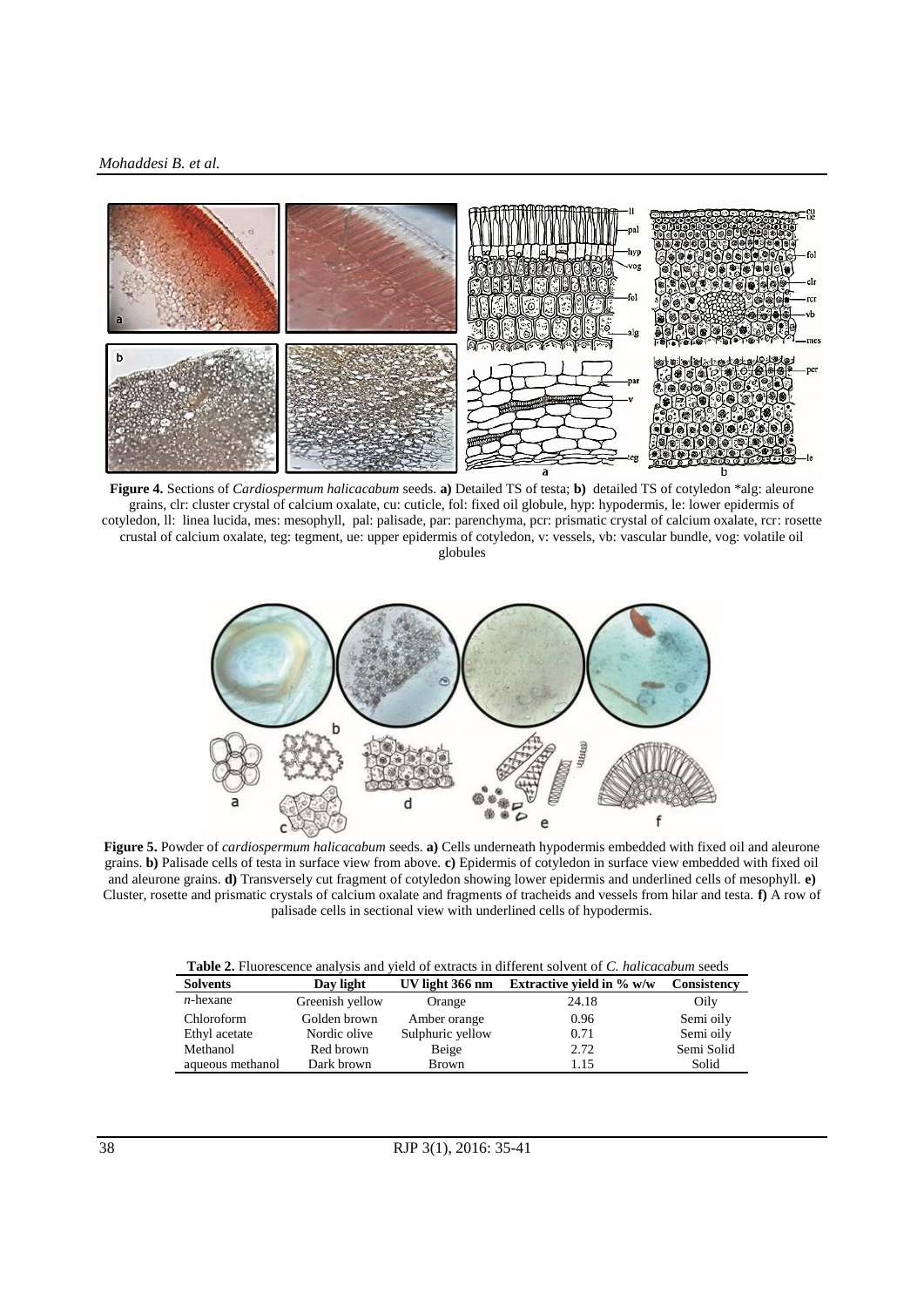**Figure 4.** Sections of *Cardiospermum halicacabum* seeds. **a)** Detailed TS of testa; **b)** detailed TS of cotyledon *alg: aleurone grains, clr: cluster crystal of calcium oxalate, cu: cuticle, fol: fixed oil globule, hyp: hypodermis, le: lower epidermis of cotyledon, ll: linea lucida, mes: mesophyll, pal: palisade, par: parenchyma, pcr: prismatic crystal of calcium oxalate, rcr: rosette crustal of calcium oxalate, teg: tegment, ue: upper epidermis of cotyledon, v: vessels, vb: vascular bundle, vog: volatile oil globules

**Figure 5.** Powder of *cardiospermum halicacabum* seeds. **a)** Cells underneath hypodermis embedded with fixed oil and aleurone grains. **b)** Palisade cells of testa in surface view from above. **c)** Epidermis of cotyledon in surface view embedded with fixed oil and aleurone grains. **d)** Transversely cut fragment of cotyledon showing lower epidermis and underlined cells of mesophyll. **e)** Cluster, rosette and prismatic crystals of calcium oxalate and fragments of tracheids and vessels from hilar and testa. **f)** A row of palisade cells in sectional view with underlined cells of hypodermis.

**Table 2.** Fluorescence analysis and yield of extracts in different solvent of *C. halicacabum* seeds

| Solvents | Day light | UV light 366 nm | Extractive yield in % w/w | Consistency |
|---|---|---|---|---|
| *n*-hexane | Greenish yellow | Orange | 24.18 | Oily |
| Chloroform | Golden brown | Amber orange | 0.96 | Semi oily |
| Ethyl acetate | Nordic olive | Sulphuric yellow | 0.71 | Semi oily |
| Methanol | Red brown | Beige | 2.72 | Semi Solid |
| aqueous methanol | Dark brown | Brown | 1.15 | Solid |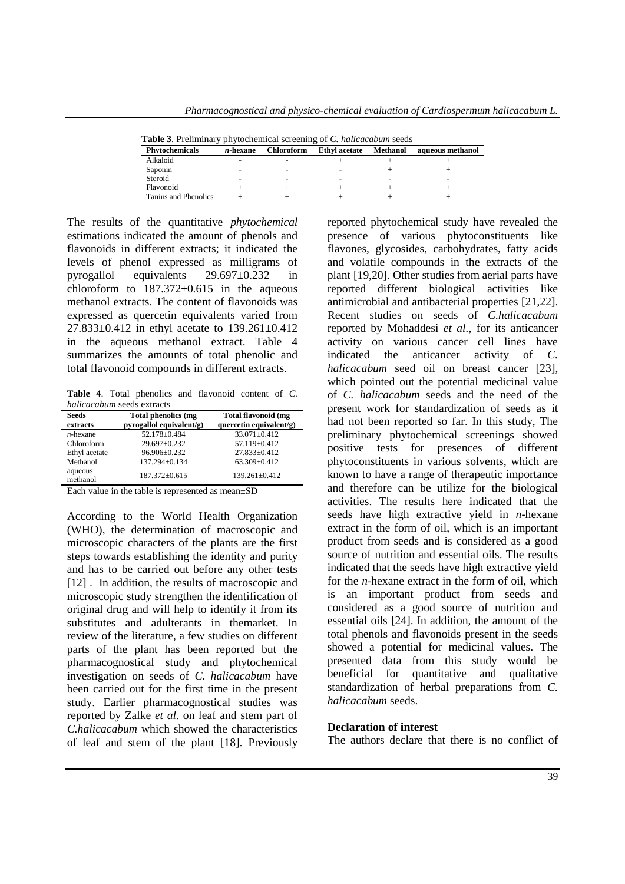**Table 3**. Preliminary phytochemical screening of *C. halicacabum* seeds

| Phytochemicals | *n*-hexane | Chloroform | Ethyl acetate | Methanol | aqueous methanol |
|---|---|---|---|---|---|
| Alkaloid | - | - | + | + | + |
| Saponin | - | - | - | + | + |
| Steroid | - | - | - | - | - |
| Flavonoid | + | + | + | + | + |
| Tanins and Phenolics | + | + | + | + | + |

The results of the quantitative *phytochemical* estimations indicated the amount of phenols and flavonoids in different extracts; it indicated the levels of phenol expressed as milligrams of pyrogallol equivalents 29.697±0.232 in chloroform to 187.372±0.615 in the aqueous methanol extracts. The content of flavonoids was expressed as quercetin equivalents varied from 27.833±0.412 in ethyl acetate to 139.261±0.412 in the aqueous methanol extract. Table 4 summarizes the amounts of total phenolic and total flavonoid compounds in different extracts.

**Table 4**. Total phenolics and flavonoid content of *C. halicacabum* seeds extracts

| Seeds extracts | Total phenolics (mg pyrogallol equivalent/g) | Total flavonoid (mg quercetin equivalent/g) |
|---|---|---|
| *n*-hexane | 52.178±0.484 | 33.071±0.412 |
| Chloroform | 29.697±0.232 | 57.119±0.412 |
| Ethyl acetate | 96.906±0.232 | 27.833±0.412 |
| Methanol | 137.294±0.134 | 63.309±0.412 |
| aqueous methanol | 187.372±0.615 | 139.261±0.412 |

Each value in the table is represented as mean±SD

According to the World Health Organization (WHO), the determination of macroscopic and microscopic characters of the plants are the first steps towards establishing the identity and purity and has to be carried out before any other tests [12] . In addition, the results of macroscopic and microscopic study strengthen the identification of original drug and will help to identify it from its substitutes and adulterants in themarket. In review of the literature, a few studies on different parts of the plant has been reported but the pharmacognostical study and phytochemical investigation on seeds of *C. halicacabum* have been carried out for the first time in the present study. Earlier pharmacognostical studies was reported by Zalke *et al.* on leaf and stem part of *C.halicacabum* which showed the characteristics of leaf and stem of the plant [18]. Previously reported phytochemical study have revealed the presence of various phytoconstituents like flavones, glycosides, carbohydrates, fatty acids and volatile compounds in the extracts of the plant [19,20]. Other studies from aerial parts have reported different biological activities like antimicrobial and antibacterial properties [21,22]. Recent studies on seeds of *C.halicacabum* reported by Mohaddesi *et al.,* for its anticancer activity on various cancer cell lines have indicated the anticancer activity of *C. halicacabum* seed oil on breast cancer [23], which pointed out the potential medicinal value of *C. halicacabum* seeds and the need of the present work for standardization of seeds as it had not been reported so far. In this study, The preliminary phytochemical screenings showed positive tests for presences of different phytoconstituents in various solvents, which are known to have a range of therapeutic importance and therefore can be utilize for the biological activities. The results here indicated that the seeds have high extractive yield in *n*-hexane extract in the form of oil, which is an important product from seeds and is considered as a good source of nutrition and essential oils. The results indicated that the seeds have high extractive yield for the *n*-hexane extract in the form of oil, which is an important product from seeds and considered as a good source of nutrition and essential oils [24]. In addition, the amount of the total phenols and flavonoids present in the seeds showed a potential for medicinal values. The presented data from this study would be beneficial for quantitative and qualitative standardization of herbal preparations from *C. halicacabum* seeds.

**Declaration of interest**

The authors declare that there is no conflict of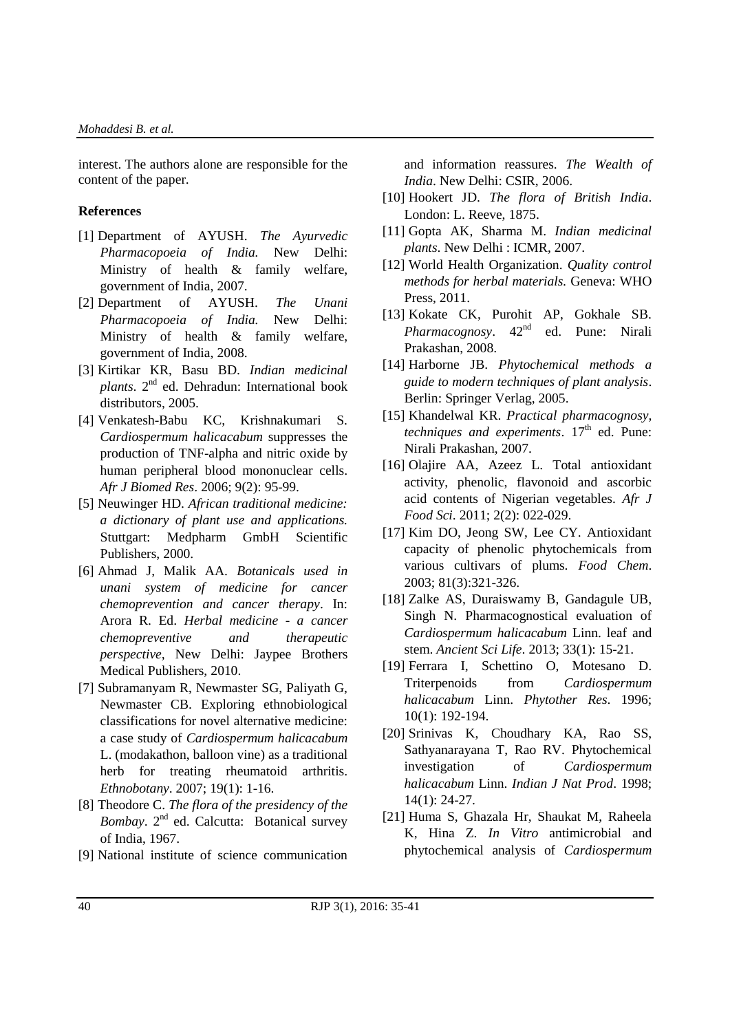interest. The authors alone are responsible for the content of the paper.

## References

[1] Department of AYUSH. *The Ayurvedic Pharmacopoeia of India.* New Delhi: Ministry of health & family welfare, government of India, 2007.

[2] Department of AYUSH. *The Unani Pharmacopoeia of India.* New Delhi: Ministry of health & family welfare, government of India, 2008.

[3] Kirtikar KR, Basu BD. *Indian medicinal plants*. 2nd ed. Dehradun: International book distributors, 2005.

[4] Venkatesh-Babu KC, Krishnakumari S. *Cardiospermum halicacabum* suppresses the production of TNF-alpha and nitric oxide by human peripheral blood mononuclear cells. *Afr J Biomed Res*. 2006; 9(2): 95-99.

[5] Neuwinger HD. *African traditional medicine: a dictionary of plant use and applications.* Stuttgart: Medpharm GmbH Scientific Publishers, 2000.

[6] Ahmad J, Malik AA. *Botanicals used in unani system of medicine for cancer chemoprevention and cancer therapy*. In: Arora R. Ed. *Herbal medicine - a cancer chemopreventive and therapeutic perspective*, New Delhi: Jaypee Brothers Medical Publishers, 2010.

[7] Subramanyam R, Newmaster SG, Paliyath G, Newmaster CB. Exploring ethnobiological classifications for novel alternative medicine: a case study of *Cardiospermum halicacabum* L. (modakathon, balloon vine) as a traditional herb for treating rheumatoid arthritis. *Ethnobotany*. 2007; 19(1): 1-16.

[8] Theodore C. *The flora of the presidency of the Bombay*. 2nd ed. Calcutta: Botanical survey of India, 1967.

[9] National institute of science communication and information reassures. *The Wealth of India*. New Delhi: CSIR, 2006.

[10] Hookert JD. *The flora of British India*. London: L. Reeve, 1875.

[11] Gopta AK, Sharma M. *Indian medicinal plants*. New Delhi : ICMR, 2007.

[12] World Health Organization. *Quality control methods for herbal materials.* Geneva: WHO Press, 2011.

[13] Kokate CK, Purohit AP, Gokhale SB. *Pharmacognosy*. 42nd ed. Pune: Nirali Prakashan, 2008.

[14] Harborne JB. *Phytochemical methods a guide to modern techniques of plant analysis*. Berlin: Springer Verlag, 2005.

[15] Khandelwal KR. *Practical pharmacognosy, techniques and experiments*. 17th ed. Pune: Nirali Prakashan, 2007.

[16] Olajire AA, Azeez L. Total antioxidant activity, phenolic, flavonoid and ascorbic acid contents of Nigerian vegetables. *Afr J Food Sci*. 2011; 2(2): 022-029.

[17] Kim DO, Jeong SW, Lee CY. Antioxidant capacity of phenolic phytochemicals from various cultivars of plums. *Food Chem*. 2003; 81(3):321-326.

[18] Zalke AS, Duraiswamy B, Gandagule UB, Singh N. Pharmacognostical evaluation of *Cardiospermum halicacabum* Linn. leaf and stem. *Ancient Sci Life*. 2013; 33(1): 15-21.

[19] Ferrara I, Schettino O, Motesano D. Triterpenoids from *Cardiospermum halicacabum* Linn. *Phytother Res*. 1996; 10(1): 192-194.

[20] Srinivas K, Choudhary KA, Rao SS, Sathyanarayana T, Rao RV. Phytochemical investigation of *Cardiospermum halicacabum* Linn. *Indian J Nat Prod*. 1998; 14(1): 24-27.

[21] Huma S, Ghazala Hr, Shaukat M, Raheela K, Hina Z. *In Vitro* antimicrobial and phytochemical analysis of *Cardiospermum*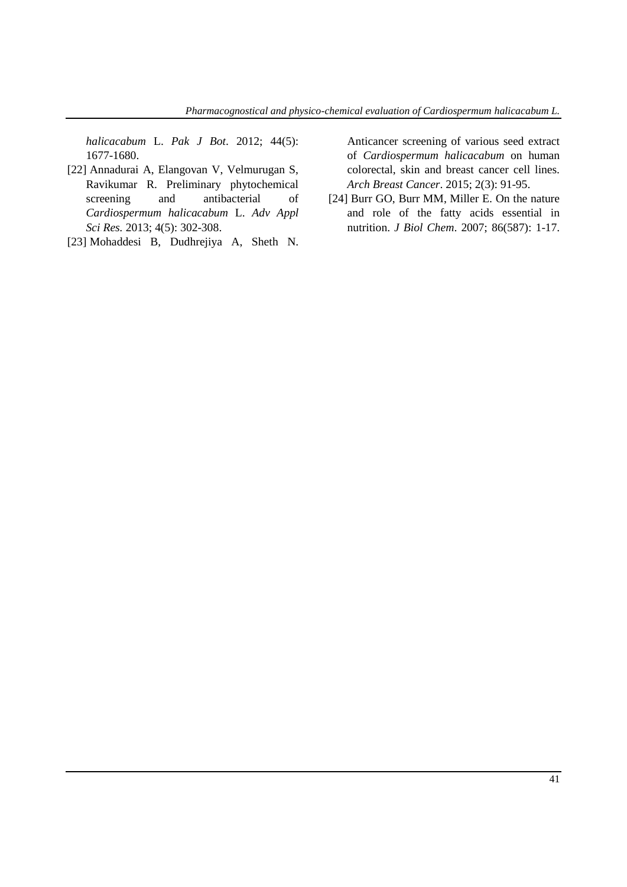*halicacabum* L. *Pak J Bot*. 2012; 44(5): 1677-1680.

[22] Annadurai A, Elangovan V, Velmurugan S, Ravikumar R. Preliminary phytochemical screening and antibacterial of *Cardiospermum halicacabum* L. *Adv Appl Sci Res*. 2013; 4(5): 302-308.

[23] Mohaddesi B, Dudhrejiya A, Sheth N. Anticancer screening of various seed extract of *Cardiospermum halicacabum* on human colorectal, skin and breast cancer cell lines. *Arch Breast Cancer*. 2015; 2(3): 91-95.

[24] Burr GO, Burr MM, Miller E. On the nature and role of the fatty acids essential in nutrition. *J Biol Chem*. 2007; 86(587): 1-17.